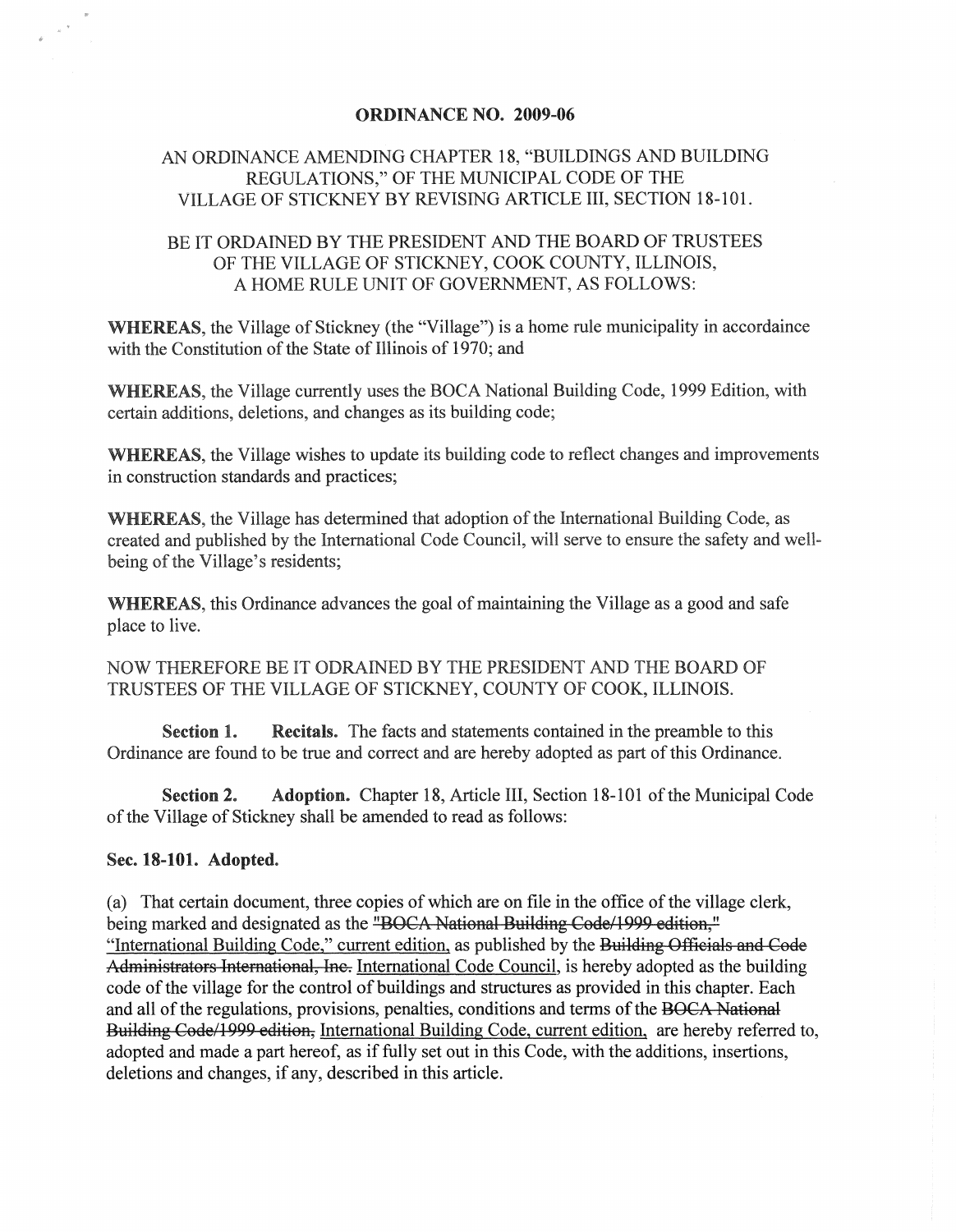**ORDINANCE NO. 2009-06**

AN ORDINANCE AMENDING CHAPTER 18, "BUILDINGS AND BUILDING REGULATIONS," OF THE MUNICIPAL CODE OF THE VILLAGE OF STICKNEY BY REVISING ARTICLE III, SECTION 18-101.

BE IT ORDAINED BY THE PRESIDENT AND THE BOARD OF TRUSTEES OF THE VILLAGE OF STICKNEY, COOK COUNTY, ILLINOIS, A HOME RULE UNIT OF GOVERNMENT, AS FOLLOWS:

**WHEREAS**, the Village of Stickney (the "Village") is a home rule municipality in accordaince with the Constitution of the State of Illinois of 1970; and

**WHEREAS**, the Village currently uses the BOCA National Building Code, 1999 Edition, with certain additions, deletions, and changes as its building code;

**WHEREAS**, the Village wishes to update its building code to reflect changes and improvements in construction standards and practices;

**WHEREAS**, the Village has determined that adoption of the International Building Code, as created and published by the International Code Council, will serve to ensure the safety and well-being of the Village's residents;

**WHEREAS**, this Ordinance advances the goal of maintaining the Village as a good and safe place to live.

NOW THEREFORE BE IT ODRAINED BY THE PRESIDENT AND THE BOARD OF TRUSTEES OF THE VILLAGE OF STICKNEY, COUNTY OF COOK, ILLINOIS.

**Section 1. Recitals.** The facts and statements contained in the preamble to this Ordinance are found to be true and correct and are hereby adopted as part of this Ordinance.

**Section 2. Adoption.** Chapter 18, Article III, Section 18-101 of the Municipal Code of the Village of Stickney shall be amended to read as follows:

**Sec. 18-101. Adopted.**

(a) That certain document, three copies of which are on file in the office of the village clerk, being marked and designated as the ~~"BOCA National Building Code/1999 edition,"~~ "International Building Code," current edition, as published by the ~~Building Officials and Code Administrators International, Inc.~~ International Code Council, is hereby adopted as the building code of the village for the control of buildings and structures as provided in this chapter. Each and all of the regulations, provisions, penalties, conditions and terms of the ~~BOCA National Building Code/1999 edition,~~ International Building Code, current edition, are hereby referred to, adopted and made a part hereof, as if fully set out in this Code, with the additions, insertions, deletions and changes, if any, described in this article.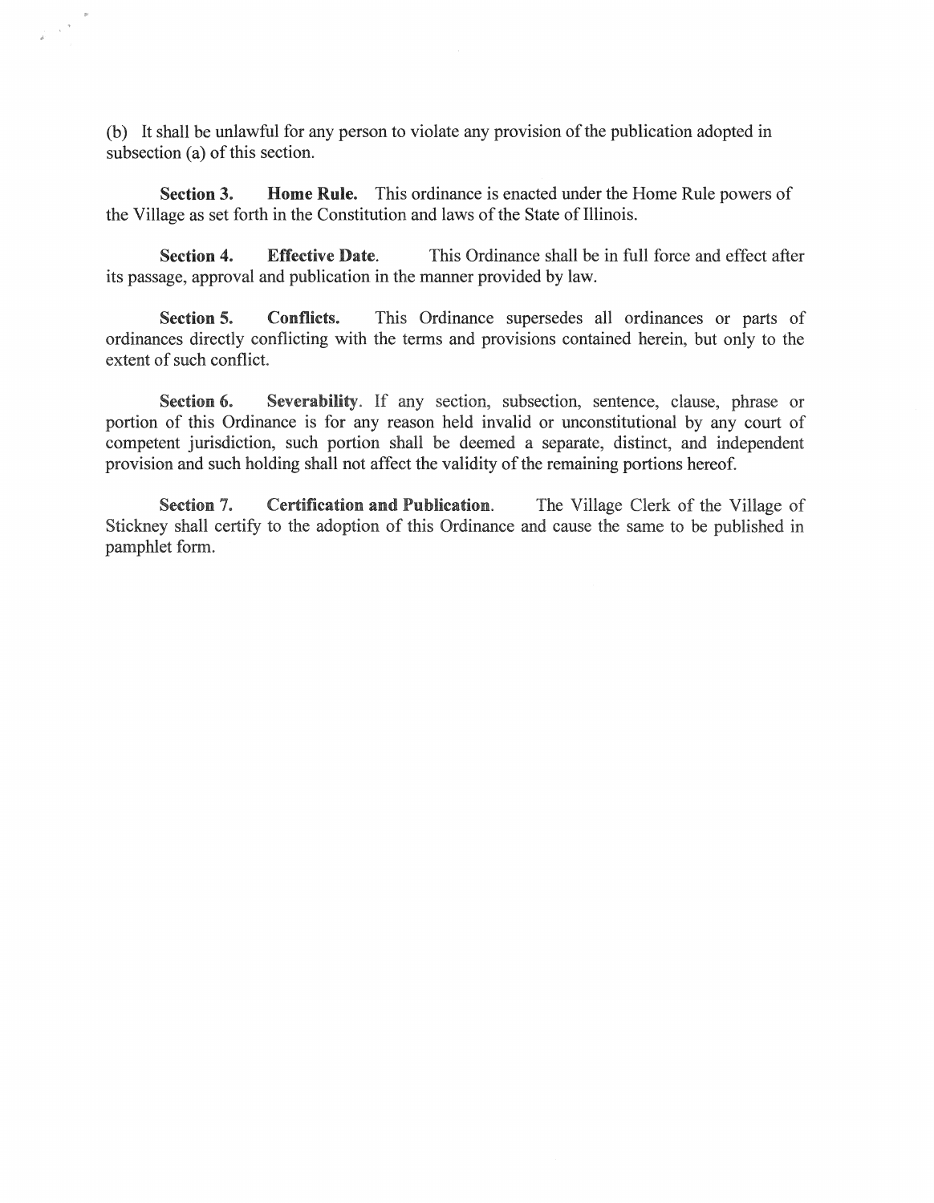(b) It shall be unlawful for any person to violate any provision of the publication adopted in subsection (a) of this section.

**Section 3. Home Rule.** This ordinance is enacted under the Home Rule powers of the Village as set forth in the Constitution and laws of the State of Illinois.

**Section 4. Effective Date.** This Ordinance shall be in full force and effect after its passage, approval and publication in the manner provided by law.

**Section 5. Conflicts.** This Ordinance supersedes all ordinances or parts of ordinances directly conflicting with the terms and provisions contained herein, but only to the extent of such conflict.

**Section 6. Severability.** If any section, subsection, sentence, clause, phrase or portion of this Ordinance is for any reason held invalid or unconstitutional by any court of competent jurisdiction, such portion shall be deemed a separate, distinct, and independent provision and such holding shall not affect the validity of the remaining portions hereof.

**Section 7. Certification and Publication.** The Village Clerk of the Village of Stickney shall certify to the adoption of this Ordinance and cause the same to be published in pamphlet form.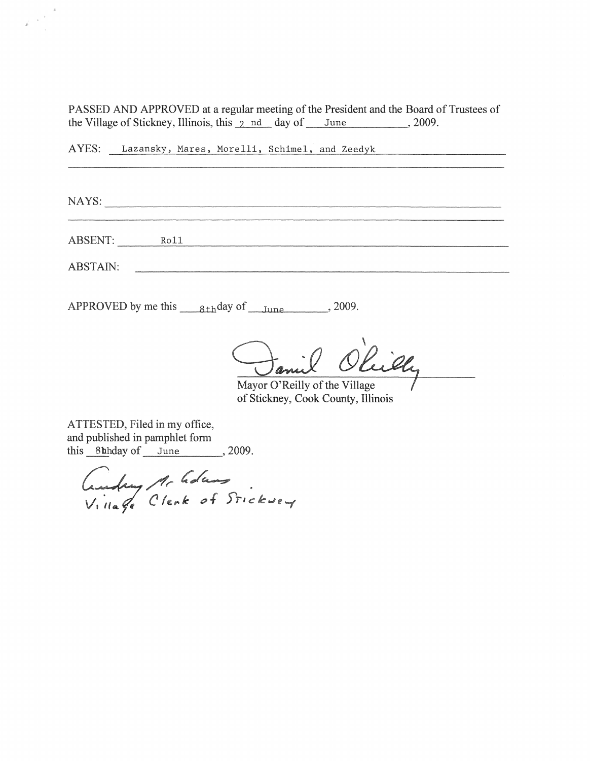PASSED AND APPROVED at a regular meeting of the President and the Board of Trustees of the Village of Stickney, Illinois, this 2 nd day of June, 2009.

AYES: Lazansky, Mares, Morelli, Schimel, and Zeedyk

NAYS:

ABSENT: Roll

ABSTAIN:

APPROVED by me this 8th day of June, 2009.

Daniel O'Reilly

Mayor O'Reilly of the Village
of Stickney, Cook County, Illinois

ATTESTED, Filed in my office,
and published in pamphlet form
this 8th day of June, 2009.

Audrey M. Adams
Village Clerk of Stickney